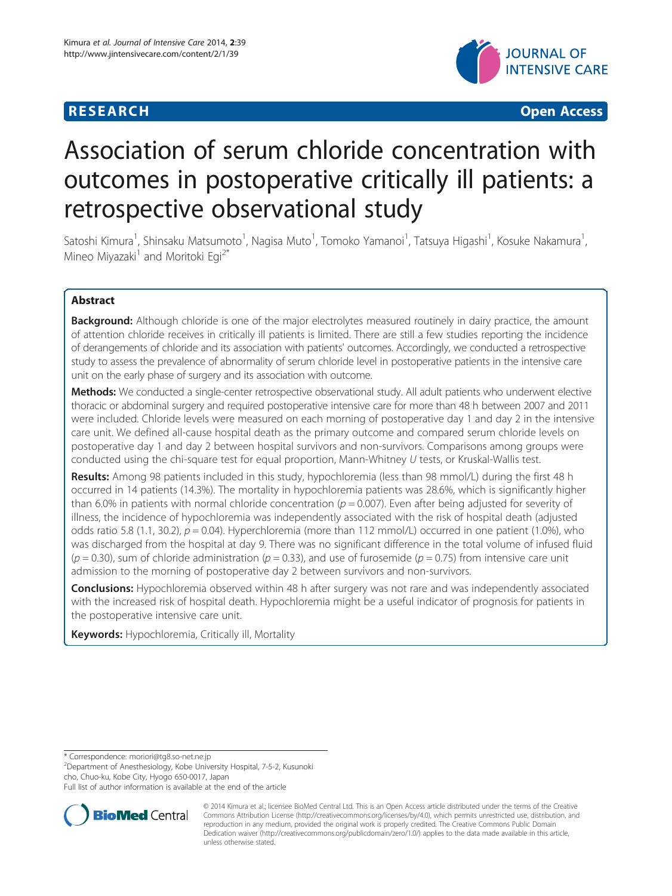RESEARCH Open Access

# Association of serum chloride concentration with outcomes in postoperative critically ill patients: a retrospective observational study

Satoshi Kimura[1], Shinsaku Matsumoto[1], Nagisa Muto[1], Tomoko Yamanoi[1], Tatsuya Higashi[1], Kosuke Nakamura[1], Mineo Miyazaki[1] and Moritoki Egi[2*]

## Abstract

**Background:** Although chloride is one of the major electrolytes measured routinely in dairy practice, the amount of attention chloride receives in critically ill patients is limited. There are still a few studies reporting the incidence of derangements of chloride and its association with patients' outcomes. Accordingly, we conducted a retrospective study to assess the prevalence of abnormality of serum chloride level in postoperative patients in the intensive care unit on the early phase of surgery and its association with outcome.

**Methods:** We conducted a single-center retrospective observational study. All adult patients who underwent elective thoracic or abdominal surgery and required postoperative intensive care for more than 48 h between 2007 and 2011 were included. Chloride levels were measured on each morning of postoperative day 1 and day 2 in the intensive care unit. We defined all-cause hospital death as the primary outcome and compared serum chloride levels on postoperative day 1 and day 2 between hospital survivors and non-survivors. Comparisons among groups were conducted using the chi-square test for equal proportion, Mann-Whitney *U* tests, or Kruskal-Wallis test.

**Results:** Among 98 patients included in this study, hypochloremia (less than 98 mmol/L) during the first 48 h occurred in 14 patients (14.3%). The mortality in hypochloremia patients was 28.6%, which is significantly higher than 6.0% in patients with normal chloride concentration ($p = 0.007$). Even after being adjusted for severity of illness, the incidence of hypochloremia was independently associated with the risk of hospital death (adjusted odds ratio 5.8 (1.1, 30.2), $p = 0.04$). Hyperchloremia (more than 112 mmol/L) occurred in one patient (1.0%), who was discharged from the hospital at day 9. There was no significant difference in the total volume of infused fluid ($p = 0.30$), sum of chloride administration ($p = 0.33$), and use of furosemide ($p = 0.75$) from intensive care unit admission to the morning of postoperative day 2 between survivors and non-survivors.

**Conclusions:** Hypochloremia observed within 48 h after surgery was not rare and was independently associated with the increased risk of hospital death. Hypochloremia might be a useful indicator of prognosis for patients in the postoperative intensive care unit.

**Keywords:** Hypochloremia, Critically ill, Mortality

\* Correspondence: moriori@tg8.so-net.ne.jp
[2]Department of Anesthesiology, Kobe University Hospital, 7-5-2, Kusunoki cho, Chuo-ku, Kobe City, Hyogo 650-0017, Japan
Full list of author information is available at the end of the article

© 2014 Kimura et al.; licensee BioMed Central Ltd. This is an Open Access article distributed under the terms of the Creative Commons Attribution License (http://creativecommons.org/licenses/by/4.0), which permits unrestricted use, distribution, and reproduction in any medium, provided the original work is properly credited. The Creative Commons Public Domain Dedication waiver (http://creativecommons.org/publicdomain/zero/1.0/) applies to the data made available in this article, unless otherwise stated.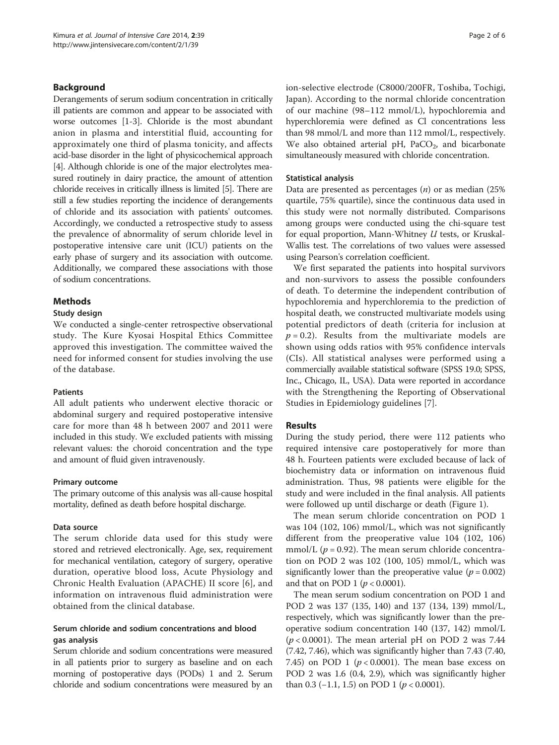## Background

Derangements of serum sodium concentration in critically ill patients are common and appear to be associated with worse outcomes [1-3]. Chloride is the most abundant anion in plasma and interstitial fluid, accounting for approximately one third of plasma tonicity, and affects acid-base disorder in the light of physicochemical approach [4]. Although chloride is one of the major electrolytes measured routinely in dairy practice, the amount of attention chloride receives in critically illness is limited [5]. There are still a few studies reporting the incidence of derangements of chloride and its association with patients' outcomes. Accordingly, we conducted a retrospective study to assess the prevalence of abnormality of serum chloride level in postoperative intensive care unit (ICU) patients on the early phase of surgery and its association with outcome. Additionally, we compared these associations with those of sodium concentrations.

## Methods

### Study design

We conducted a single-center retrospective observational study. The Kure Kyosai Hospital Ethics Committee approved this investigation. The committee waived the need for informed consent for studies involving the use of the database.

### Patients

All adult patients who underwent elective thoracic or abdominal surgery and required postoperative intensive care for more than 48 h between 2007 and 2011 were included in this study. We excluded patients with missing relevant values: the choroid concentration and the type and amount of fluid given intravenously.

### Primary outcome

The primary outcome of this analysis was all-cause hospital mortality, defined as death before hospital discharge.

### Data source

The serum chloride data used for this study were stored and retrieved electronically. Age, sex, requirement for mechanical ventilation, category of surgery, operative duration, operative blood loss, Acute Physiology and Chronic Health Evaluation (APACHE) II score [6], and information on intravenous fluid administration were obtained from the clinical database.

### Serum chloride and sodium concentrations and blood gas analysis

Serum chloride and sodium concentrations were measured in all patients prior to surgery as baseline and on each morning of postoperative days (PODs) 1 and 2. Serum chloride and sodium concentrations were measured by an ion-selective electrode (C8000/200FR, Toshiba, Tochigi, Japan). According to the normal chloride concentration of our machine (98–112 mmol/L), hypochloremia and hyperchloremia were defined as Cl concentrations less than 98 mmol/L and more than 112 mmol/L, respectively. We also obtained arterial pH, $PaCO_2$, and bicarbonate simultaneously measured with chloride concentration.

### Statistical analysis

Data are presented as percentages (*n*) or as median (25% quartile, 75% quartile), since the continuous data used in this study were not normally distributed. Comparisons among groups were conducted using the chi-square test for equal proportion, Mann-Whitney *U* tests, or Kruskal-Wallis test. The correlations of two values were assessed using Pearson's correlation coefficient.

We first separated the patients into hospital survivors and non-survivors to assess the possible confounders of death. To determine the independent contribution of hypochloremia and hyperchloremia to the prediction of hospital death, we constructed multivariate models using potential predictors of death (criteria for inclusion at $p = 0.2$). Results from the multivariate models are shown using odds ratios with 95% confidence intervals (CIs). All statistical analyses were performed using a commercially available statistical software (SPSS 19.0; SPSS, Inc., Chicago, IL, USA). Data were reported in accordance with the Strengthening the Reporting of Observational Studies in Epidemiology guidelines [7].

## Results

During the study period, there were 112 patients who required intensive care postoperatively for more than 48 h. Fourteen patients were excluded because of lack of biochemistry data or information on intravenous fluid administration. Thus, 98 patients were eligible for the study and were included in the final analysis. All patients were followed up until discharge or death (Figure 1).

The mean serum chloride concentration on POD 1 was 104 (102, 106) mmol/L, which was not significantly different from the preoperative value 104 (102, 106) mmol/L ($p = 0.92$). The mean serum chloride concentration on POD 2 was 102 (100, 105) mmol/L, which was significantly lower than the preoperative value ($p = 0.002$) and that on POD 1 ($p < 0.0001$).

The mean serum sodium concentration on POD 1 and POD 2 was 137 (135, 140) and 137 (134, 139) mmol/L, respectively, which was significantly lower than the preoperative sodium concentration 140 (137, 142) mmol/L ($p < 0.0001$). The mean arterial pH on POD 2 was 7.44 (7.42, 7.46), which was significantly higher than 7.43 (7.40, 7.45) on POD 1 ($p < 0.0001$). The mean base excess on POD 2 was 1.6 (0.4, 2.9), which was significantly higher than 0.3 (−1.1, 1.5) on POD 1 ($p < 0.0001$).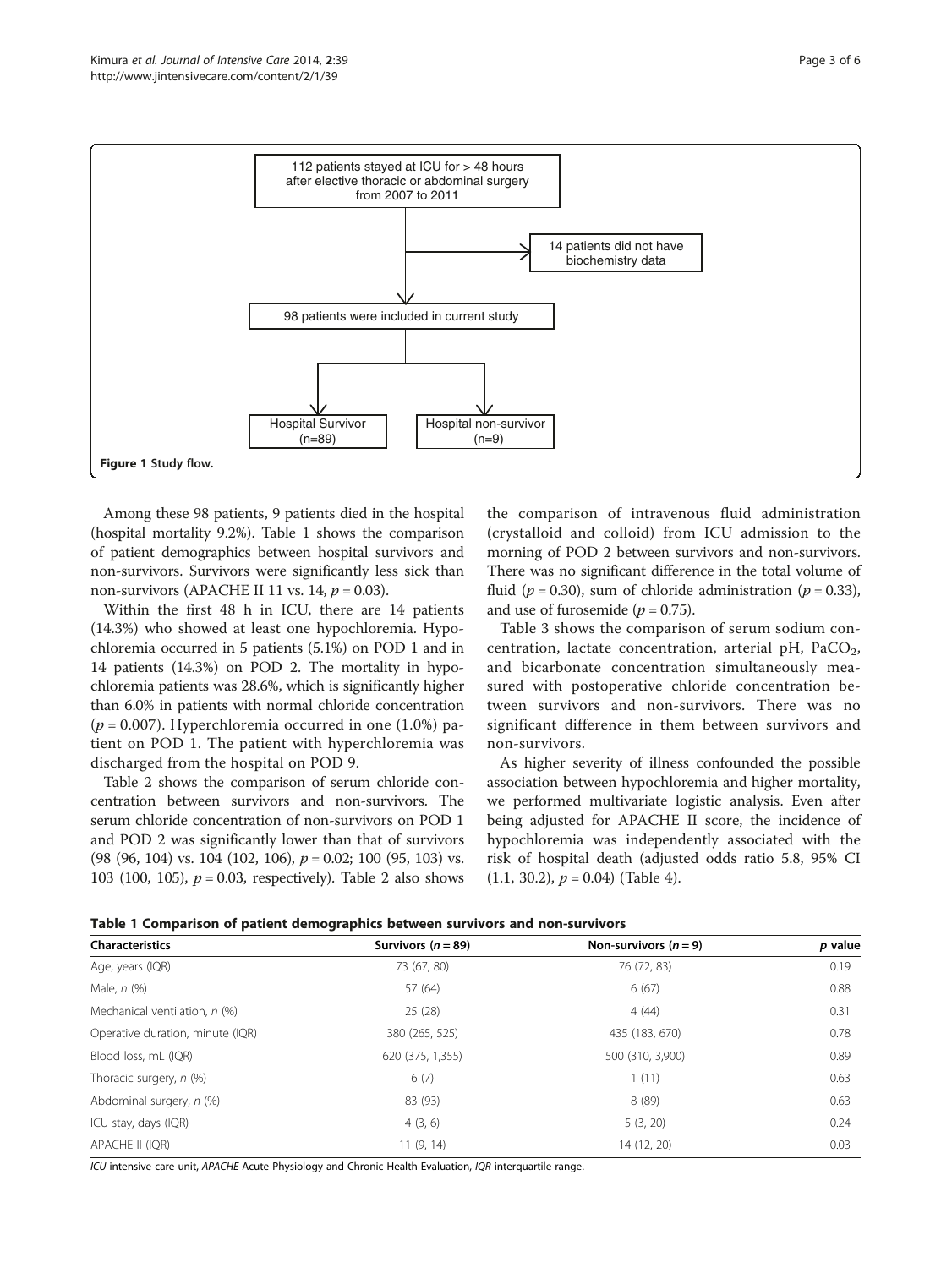112 patients stayed at ICU for > 48 hours after elective thoracic or abdominal surgery from 2007 to 2011

14 patients did not have biochemistry data

98 patients were included in current study

Hospital Survivor (n=89)

Hospital non-survivor (n=9)

**Figure 1** Study flow.

Among these 98 patients, 9 patients died in the hospital (hospital mortality 9.2%). Table 1 shows the comparison of patient demographics between hospital survivors and non-survivors. Survivors were significantly less sick than non-survivors (APACHE II 11 vs. 14, $p = 0.03$).

Within the first 48 h in ICU, there are 14 patients (14.3%) who showed at least one hypochloremia. Hypochloremia occurred in 5 patients (5.1%) on POD 1 and in 14 patients (14.3%) on POD 2. The mortality in hypochloremia patients was 28.6%, which is significantly higher than 6.0% in patients with normal chloride concentration ($p = 0.007$). Hyperchloremia occurred in one (1.0%) patient on POD 1. The patient with hyperchloremia was discharged from the hospital on POD 9.

Table 2 shows the comparison of serum chloride concentration between survivors and non-survivors. The serum chloride concentration of non-survivors on POD 1 and POD 2 was significantly lower than that of survivors (98 (96, 104) vs. 104 (102, 106), $p = 0.02$; 100 (95, 103) vs. 103 (100, 105), $p = 0.03$, respectively). Table 2 also shows the comparison of intravenous fluid administration (crystalloid and colloid) from ICU admission to the morning of POD 2 between survivors and non-survivors. There was no significant difference in the total volume of fluid ($p = 0.30$), sum of chloride administration ($p = 0.33$), and use of furosemide ($p = 0.75$).

Table 3 shows the comparison of serum sodium concentration, lactate concentration, arterial pH, $PaCO_2$, and bicarbonate concentration simultaneously measured with postoperative chloride concentration between survivors and non-survivors. There was no significant difference in them between survivors and non-survivors.

As higher severity of illness confounded the possible association between hypochloremia and higher mortality, we performed multivariate logistic analysis. Even after being adjusted for APACHE II score, the incidence of hypochloremia was independently associated with the risk of hospital death (adjusted odds ratio 5.8, 95% CI (1.1, 30.2), $p = 0.04$) (Table 4).

**Table 1 Comparison of patient demographics between survivors and non-survivors**

| Characteristics | Survivors ($n = 89$) | Non-survivors ($n = 9$) | $p$ value |
|---|---|---|---|
| Age, years (IQR) | 73 (67, 80) | 76 (72, 83) | 0.19 |
| Male, *n* (%) | 57 (64) | 6 (67) | 0.88 |
| Mechanical ventilation, *n* (%) | 25 (28) | 4 (44) | 0.31 |
| Operative duration, minute (IQR) | 380 (265, 525) | 435 (183, 670) | 0.78 |
| Blood loss, mL (IQR) | 620 (375, 1,355) | 500 (310, 3,900) | 0.89 |
| Thoracic surgery, *n* (%) | 6 (7) | 1 (11) | 0.63 |
| Abdominal surgery, *n* (%) | 83 (93) | 8 (89) | 0.63 |
| ICU stay, days (IQR) | 4 (3, 6) | 5 (3, 20) | 0.24 |
| APACHE II (IQR) | 11 (9, 14) | 14 (12, 20) | 0.03 |

*ICU* intensive care unit, *APACHE* Acute Physiology and Chronic Health Evaluation, *IQR* interquartile range.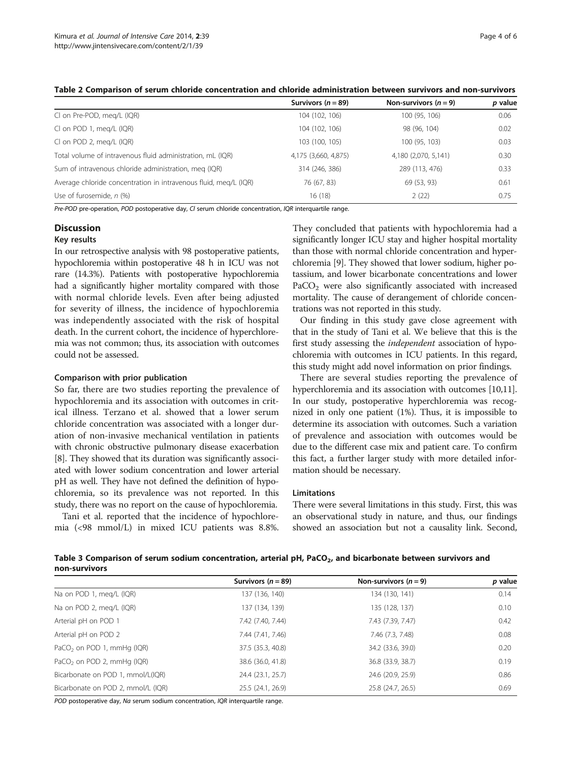**Table 2 Comparison of serum chloride concentration and chloride administration between survivors and non-survivors**

| | Survivors ($n = 89$) | Non-survivors ($n = 9$) | *p* value |
|---|---|---|---|
| Cl on Pre-POD, meq/L (IQR) | 104 (102, 106) | 100 (95, 106) | 0.06 |
| Cl on POD 1, meq/L (IQR) | 104 (102, 106) | 98 (96, 104) | 0.02 |
| Cl on POD 2, meq/L (IQR) | 103 (100, 105) | 100 (95, 103) | 0.03 |
| Total volume of intravenous fluid administration, mL (IQR) | 4,175 (3,660, 4,875) | 4,180 (2,070, 5,141) | 0.30 |
| Sum of intravenous chloride administration, meq (IQR) | 314 (246, 386) | 289 (113, 476) | 0.33 |
| Average chloride concentration in intravenous fluid, meq/L (IQR) | 76 (67, 83) | 69 (53, 93) | 0.61 |
| Use of furosemide, *n* (%) | 16 (18) | 2 (22) | 0.75 |

*Pre-POD* pre-operation, *POD* postoperative day, *Cl* serum chloride concentration, *IQR* interquartile range.

## Discussion

### Key results

In our retrospective analysis with 98 postoperative patients, hypochloremia within postoperative 48 h in ICU was not rare (14.3%). Patients with postoperative hypochloremia had a significantly higher mortality compared with those with normal chloride levels. Even after being adjusted for severity of illness, the incidence of hypochloremia was independently associated with the risk of hospital death. In the current cohort, the incidence of hyperchloremia was not common; thus, its association with outcomes could not be assessed.

### Comparison with prior publication

So far, there are two studies reporting the prevalence of hypochloremia and its association with outcomes in critical illness. Terzano et al. showed that a lower serum chloride concentration was associated with a longer duration of non-invasive mechanical ventilation in patients with chronic obstructive pulmonary disease exacerbation [8]. They showed that its duration was significantly associated with lower sodium concentration and lower arterial pH as well. They have not defined the definition of hypochloremia, so its prevalence was not reported. In this study, there was no report on the cause of hypochloremia.

Tani et al. reported that the incidence of hypochloremia (<98 mmol/L) in mixed ICU patients was 8.8%. They concluded that patients with hypochloremia had a significantly longer ICU stay and higher hospital mortality than those with normal chloride concentration and hyperchloremia [9]. They showed that lower sodium, higher potassium, and lower bicarbonate concentrations and lower $PaCO_2$ were also significantly associated with increased mortality. The cause of derangement of chloride concentrations was not reported in this study.

Our finding in this study gave close agreement with that in the study of Tani et al. We believe that this is the first study assessing the *independent* association of hypochloremia with outcomes in ICU patients. In this regard, this study might add novel information on prior findings.

There are several studies reporting the prevalence of hyperchloremia and its association with outcomes [10,11]. In our study, postoperative hyperchloremia was recognized in only one patient (1%). Thus, it is impossible to determine its association with outcomes. Such a variation of prevalence and association with outcomes would be due to the different case mix and patient care. To confirm this fact, a further larger study with more detailed information should be necessary.

### Limitations

There were several limitations in this study. First, this was an observational study in nature, and thus, our findings showed an association but not a causality link. Second,

**Table 3 Comparison of serum sodium concentration, arterial pH, $PaCO_2$, and bicarbonate between survivors and non-survivors**

| | Survivors ($n = 89$) | Non-survivors ($n = 9$) | *p* value |
|---|---|---|---|
| Na on POD 1, meq/L (IQR) | 137 (136, 140) | 134 (130, 141) | 0.14 |
| Na on POD 2, meq/L (IQR) | 137 (134, 139) | 135 (128, 137) | 0.10 |
| Arterial pH on POD 1 | 7.42 (7.40, 7.44) | 7.43 (7.39, 7.47) | 0.42 |
| Arterial pH on POD 2 | 7.44 (7.41, 7.46) | 7.46 (7.3, 7.48) | 0.08 |
| $PaCO_2$ on POD 1, mmHg (IQR) | 37.5 (35.3, 40.8) | 34.2 (33.6, 39.0) | 0.20 |
| $PaCO_2$ on POD 2, mmHg (IQR) | 38.6 (36.0, 41.8) | 36.8 (33.9, 38.7) | 0.19 |
| Bicarbonate on POD 1, mmol/L(IQR) | 24.4 (23.1, 25.7) | 24.6 (20.9, 25.9) | 0.86 |
| Bicarbonate on POD 2, mmol/L (IQR) | 25.5 (24.1, 26.9) | 25.8 (24.7, 26.5) | 0.69 |

*POD* postoperative day, *Na* serum sodium concentration, *IQR* interquartile range.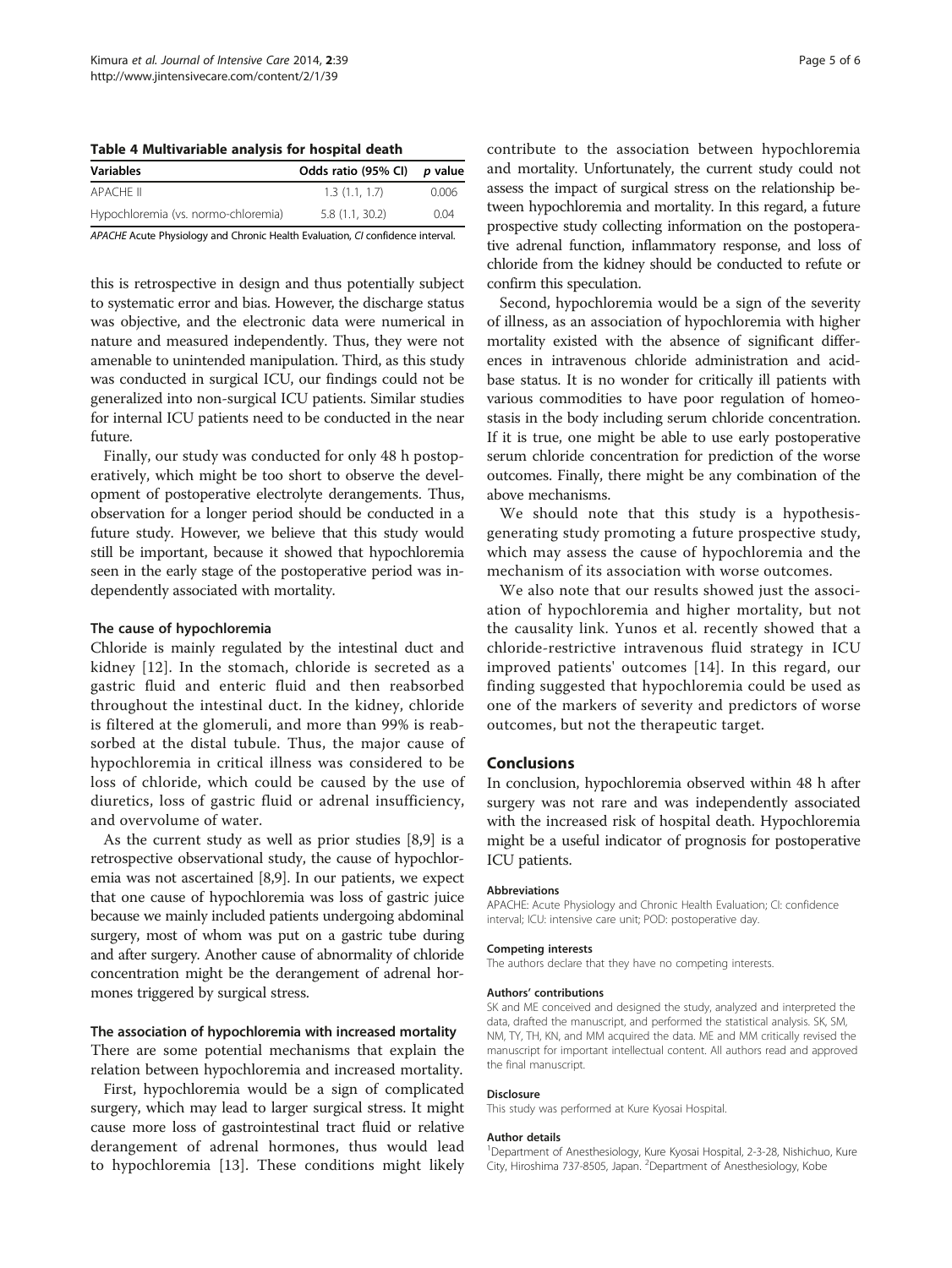**Table 4 Multivariable analysis for hospital death**

| Variables | Odds ratio (95% CI) | *p* value |
|---|---|---|
| APACHE II | 1.3 (1.1, 1.7) | 0.006 |
| Hypochloremia (vs. normo-chloremia) | 5.8 (1.1, 30.2) | 0.04 |

*APACHE* Acute Physiology and Chronic Health Evaluation, *CI* confidence interval.

this is retrospective in design and thus potentially subject to systematic error and bias. However, the discharge status was objective, and the electronic data were numerical in nature and measured independently. Thus, they were not amenable to unintended manipulation. Third, as this study was conducted in surgical ICU, our findings could not be generalized into non-surgical ICU patients. Similar studies for internal ICU patients need to be conducted in the near future.

Finally, our study was conducted for only 48 h postoperatively, which might be too short to observe the development of postoperative electrolyte derangements. Thus, observation for a longer period should be conducted in a future study. However, we believe that this study would still be important, because it showed that hypochloremia seen in the early stage of the postoperative period was independently associated with mortality.

### The cause of hypochloremia

Chloride is mainly regulated by the intestinal duct and kidney [12]. In the stomach, chloride is secreted as a gastric fluid and enteric fluid and then reabsorbed throughout the intestinal duct. In the kidney, chloride is filtered at the glomeruli, and more than 99% is reabsorbed at the distal tubule. Thus, the major cause of hypochloremia in critical illness was considered to be loss of chloride, which could be caused by the use of diuretics, loss of gastric fluid or adrenal insufficiency, and overvolume of water.

As the current study as well as prior studies [8,9] is a retrospective observational study, the cause of hypochloremia was not ascertained [8,9]. In our patients, we expect that one cause of hypochloremia was loss of gastric juice because we mainly included patients undergoing abdominal surgery, most of whom was put on a gastric tube during and after surgery. Another cause of abnormality of chloride concentration might be the derangement of adrenal hormones triggered by surgical stress.

### The association of hypochloremia with increased mortality

There are some potential mechanisms that explain the relation between hypochloremia and increased mortality.

First, hypochloremia would be a sign of complicated surgery, which may lead to larger surgical stress. It might cause more loss of gastrointestinal tract fluid or relative derangement of adrenal hormones, thus would lead to hypochloremia [13]. These conditions might likely contribute to the association between hypochloremia and mortality. Unfortunately, the current study could not assess the impact of surgical stress on the relationship between hypochloremia and mortality. In this regard, a future prospective study collecting information on the postoperative adrenal function, inflammatory response, and loss of chloride from the kidney should be conducted to refute or confirm this speculation.

Second, hypochloremia would be a sign of the severity of illness, as an association of hypochloremia with higher mortality existed with the absence of significant differences in intravenous chloride administration and acid-base status. It is no wonder for critically ill patients with various commodities to have poor regulation of homeostasis in the body including serum chloride concentration. If it is true, one might be able to use early postoperative serum chloride concentration for prediction of the worse outcomes. Finally, there might be any combination of the above mechanisms.

We should note that this study is a hypothesis-generating study promoting a future prospective study, which may assess the cause of hypochloremia and the mechanism of its association with worse outcomes.

We also note that our results showed just the association of hypochloremia and higher mortality, but not the causality link. Yunos et al. recently showed that a chloride-restrictive intravenous fluid strategy in ICU improved patients' outcomes [14]. In this regard, our finding suggested that hypochloremia could be used as one of the markers of severity and predictors of worse outcomes, but not the therapeutic target.

## Conclusions

In conclusion, hypochloremia observed within 48 h after surgery was not rare and was independently associated with the increased risk of hospital death. Hypochloremia might be a useful indicator of prognosis for postoperative ICU patients.

#### Abbreviations

APACHE: Acute Physiology and Chronic Health Evaluation; CI: confidence interval; ICU: intensive care unit; POD: postoperative day.

#### Competing interests

The authors declare that they have no competing interests.

#### Authors' contributions

SK and ME conceived and designed the study, analyzed and interpreted the data, drafted the manuscript, and performed the statistical analysis. SK, SM, NM, TY, TH, KN, and MM acquired the data. ME and MM critically revised the manuscript for important intellectual content. All authors read and approved the final manuscript.

#### Disclosure

This study was performed at Kure Kyosai Hospital.

#### Author details

[1]Department of Anesthesiology, Kure Kyosai Hospital, 2-3-28, Nishichuo, Kure City, Hiroshima 737-8505, Japan. [2]Department of Anesthesiology, Kobe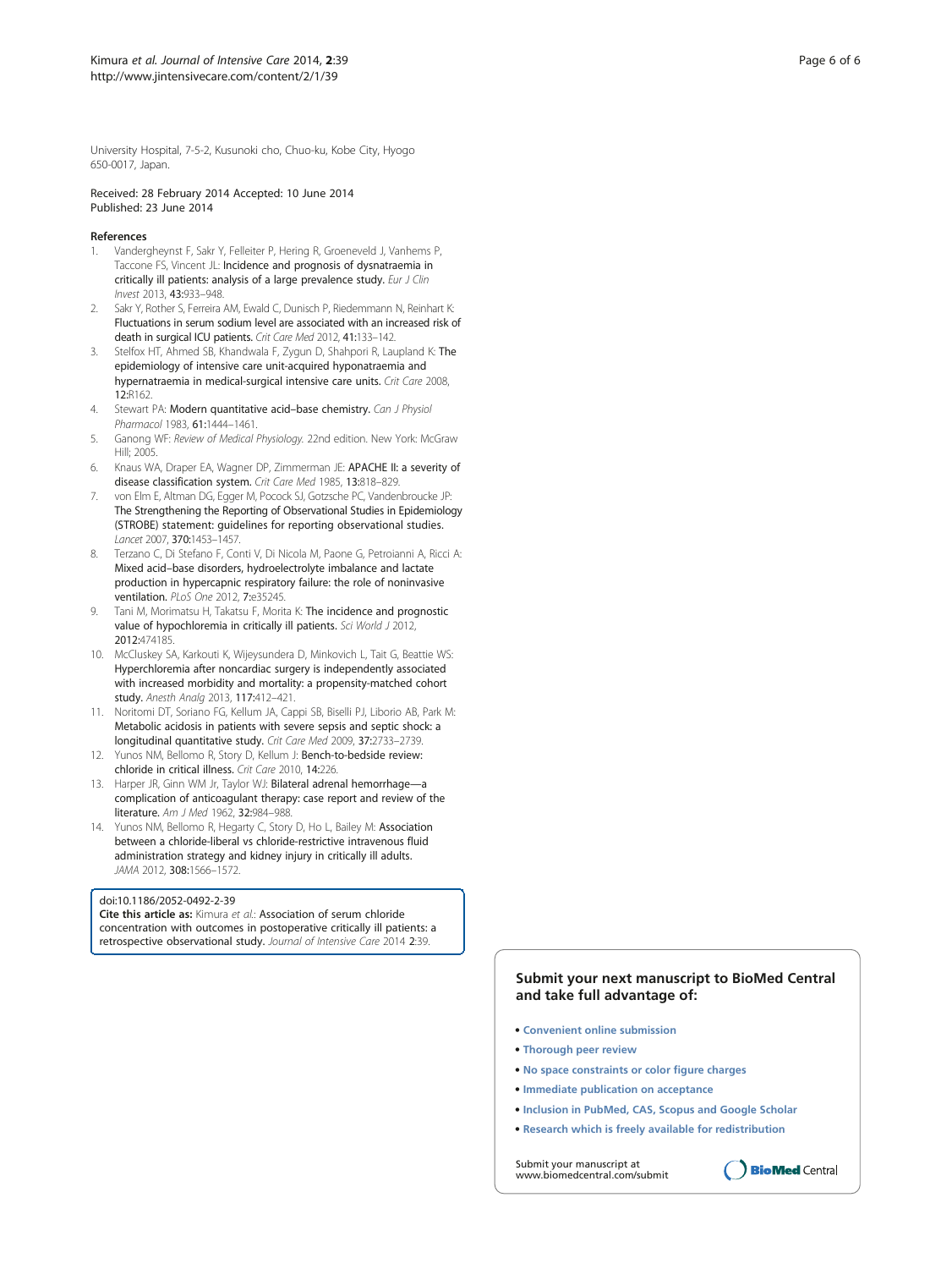University Hospital, 7-5-2, Kusunoki cho, Chuo-ku, Kobe City, Hyogo 650-0017, Japan.

Received: 28 February 2014 Accepted: 10 June 2014
Published: 23 June 2014

## References

1. Vandergheynst F, Sakr Y, Felleiter P, Hering R, Groeneveld J, Vanhems P, Taccone FS, Vincent JL: **Incidence and prognosis of dysnatraemia in critically ill patients: analysis of a large prevalence study.** *Eur J Clin Invest* 2013, **43:**933–948.
2. Sakr Y, Rother S, Ferreira AM, Ewald C, Dunisch P, Riedemmann N, Reinhart K: **Fluctuations in serum sodium level are associated with an increased risk of death in surgical ICU patients.** *Crit Care Med* 2012, **41:**133–142.
3. Stelfox HT, Ahmed SB, Khandwala F, Zygun D, Shahpori R, Laupland K: **The epidemiology of intensive care unit-acquired hyponatraemia and hypernatraemia in medical-surgical intensive care units.** *Crit Care* 2008, **12:**R162.
4. Stewart PA: **Modern quantitative acid–base chemistry.** *Can J Physiol Pharmacol* 1983, **61:**1444–1461.
5. Ganong WF: *Review of Medical Physiology.* 22nd edition. New York: McGraw Hill; 2005.
6. Knaus WA, Draper EA, Wagner DP, Zimmerman JE: **APACHE II: a severity of disease classification system.** *Crit Care Med* 1985, **13:**818–829.
7. von Elm E, Altman DG, Egger M, Pocock SJ, Gotzsche PC, Vandenbroucke JP: **The Strengthening the Reporting of Observational Studies in Epidemiology (STROBE) statement: guidelines for reporting observational studies.** *Lancet* 2007, **370:**1453–1457.
8. Terzano C, Di Stefano F, Conti V, Di Nicola M, Paone G, Petroianni A, Ricci A: **Mixed acid–base disorders, hydroelectrolyte imbalance and lactate production in hypercapnic respiratory failure: the role of noninvasive ventilation.** *PLoS One* 2012, **7:**e35245.
9. Tani M, Morimatsu H, Takatsu F, Morita K: **The incidence and prognostic value of hypochloremia in critically ill patients.** *Sci World J* 2012, **2012:**474185.
10. McCluskey SA, Karkouti K, Wijeysundera D, Minkovich L, Tait G, Beattie WS: **Hyperchloremia after noncardiac surgery is independently associated with increased morbidity and mortality: a propensity-matched cohort study.** *Anesth Analg* 2013, **117:**412–421.
11. Noritomi DT, Soriano FG, Kellum JA, Cappi SB, Biselli PJ, Liborio AB, Park M: **Metabolic acidosis in patients with severe sepsis and septic shock: a longitudinal quantitative study.** *Crit Care Med* 2009, **37:**2733–2739.
12. Yunos NM, Bellomo R, Story D, Kellum J: **Bench-to-bedside review: chloride in critical illness.** *Crit Care* 2010, **14:**226.
13. Harper JR, Ginn WM Jr, Taylor WJ: **Bilateral adrenal hemorrhage—a complication of anticoagulant therapy: case report and review of the literature.** *Am J Med* 1962, **32:**984–988.
14. Yunos NM, Bellomo R, Hegarty C, Story D, Ho L, Bailey M: **Association between a chloride-liberal vs chloride-restrictive intravenous fluid administration strategy and kidney injury in critically ill adults.** *JAMA* 2012, **308:**1566–1572.

doi:10.1186/2052-0492-2-39
**Cite this article as:** Kimura *et al.*: Association of serum chloride concentration with outcomes in postoperative critically ill patients: a retrospective observational study. *Journal of Intensive Care* 2014 **2**:39.

**Submit your next manuscript to BioMed Central and take full advantage of:**

- **Convenient online submission**
- **Thorough peer review**
- **No space constraints or color figure charges**
- **Immediate publication on acceptance**
- **Inclusion in PubMed, CAS, Scopus and Google Scholar**
- **Research which is freely available for redistribution**

Submit your manuscript at
www.biomedcentral.com/submit

BioMed Central